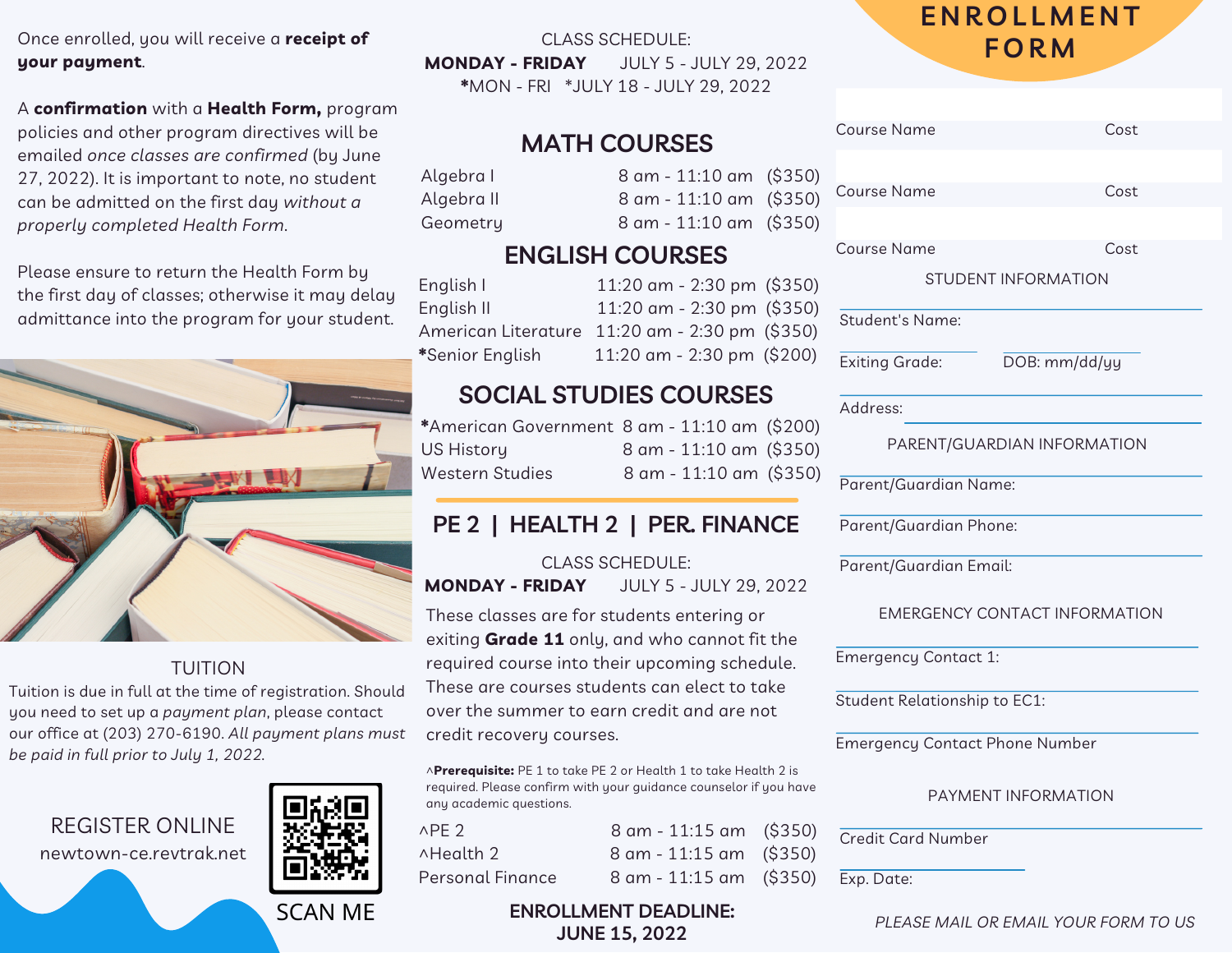Once enrolled, you will receive a **receipt of your payment**.

A **confirmation** with a **Health Form,** program policies and other program directives will be emailed *once classes are confirmed* (by June 27, 2022). It is important to note, no student can be admitted on the first day *without a properly completed Health Form*.

Please ensure to return the Health Form by the first day of classes; otherwise it may delay admittance into the program for your student.

## TUITION

Tuition is due in full at the time of registration. Should you need to set up a *payment plan*, please contact our office at (203) 270-6190. *All payment plans must be paid in full prior to July 1, 2022.*

## REGISTER ONLINE

newtown-ce.revtrak.net

SCAN ME

CLASS SCHEDULE:
**MONDAY - FRIDAY** JULY 5 - JULY 29, 2022
*MON - FRI *JULY 18 - JULY 29, 2022

## MATH COURSES

| Course | Time | Cost |
|---|---|---|
| Algebra I | 8 am - 11:10 am | ($350) |
| Algebra II | 8 am - 11:10 am | ($350) |
| Geometry | 8 am - 11:10 am | ($350) |

## ENGLISH COURSES

| Course | Time | Cost |
|---|---|---|
| English I | 11:20 am - 2:30 pm | ($350) |
| English II | 11:20 am - 2:30 pm | ($350) |
| American Literature | 11:20 am - 2:30 pm | ($350) |
| *Senior English | 11:20 am - 2:30 pm | ($200) |

## SOCIAL STUDIES COURSES

| Course | Time | Cost |
|---|---|---|
| *American Government | 8 am - 11:10 am | ($200) |
| US History | 8 am - 11:10 am | ($350) |
| Western Studies | 8 am - 11:10 am | ($350) |

## PE 2 | HEALTH 2 | PER. FINANCE

CLASS SCHEDULE:
**MONDAY - FRIDAY** JULY 5 - JULY 29, 2022

These classes are for students entering or exiting **Grade 11** only, and who cannot fit the required course into their upcoming schedule. These are courses students can elect to take over the summer to earn credit and are not credit recovery courses.

^**Prerequisite:** PE 1 to take PE 2 or Health 1 to take Health 2 is required. Please confirm with your guidance counselor if you have any academic questions.

| Course | Time | Cost |
|---|---|---|
| ^PE 2 | 8 am - 11:15 am | ($350) |
| ^Health 2 | 8 am - 11:15 am | ($350) |
| Personal Finance | 8 am - 11:15 am | ($350) |

**ENROLLMENT DEADLINE: JUNE 15, 2022**

# ENROLLMENT FORM

Course Name Cost

Course Name Cost

Course Name Cost

STUDENT INFORMATION

Student's Name:

Exiting Grade: DOB: mm/dd/yy

Address:

PARENT/GUARDIAN INFORMATION

Parent/Guardian Name:

Parent/Guardian Phone:

Parent/Guardian Email:

EMERGENCY CONTACT INFORMATION

Emergency Contact 1:

Student Relationship to EC1:

Emergency Contact Phone Number

PAYMENT INFORMATION

Credit Card Number

Exp. Date:

*PLEASE MAIL OR EMAIL YOUR FORM TO US*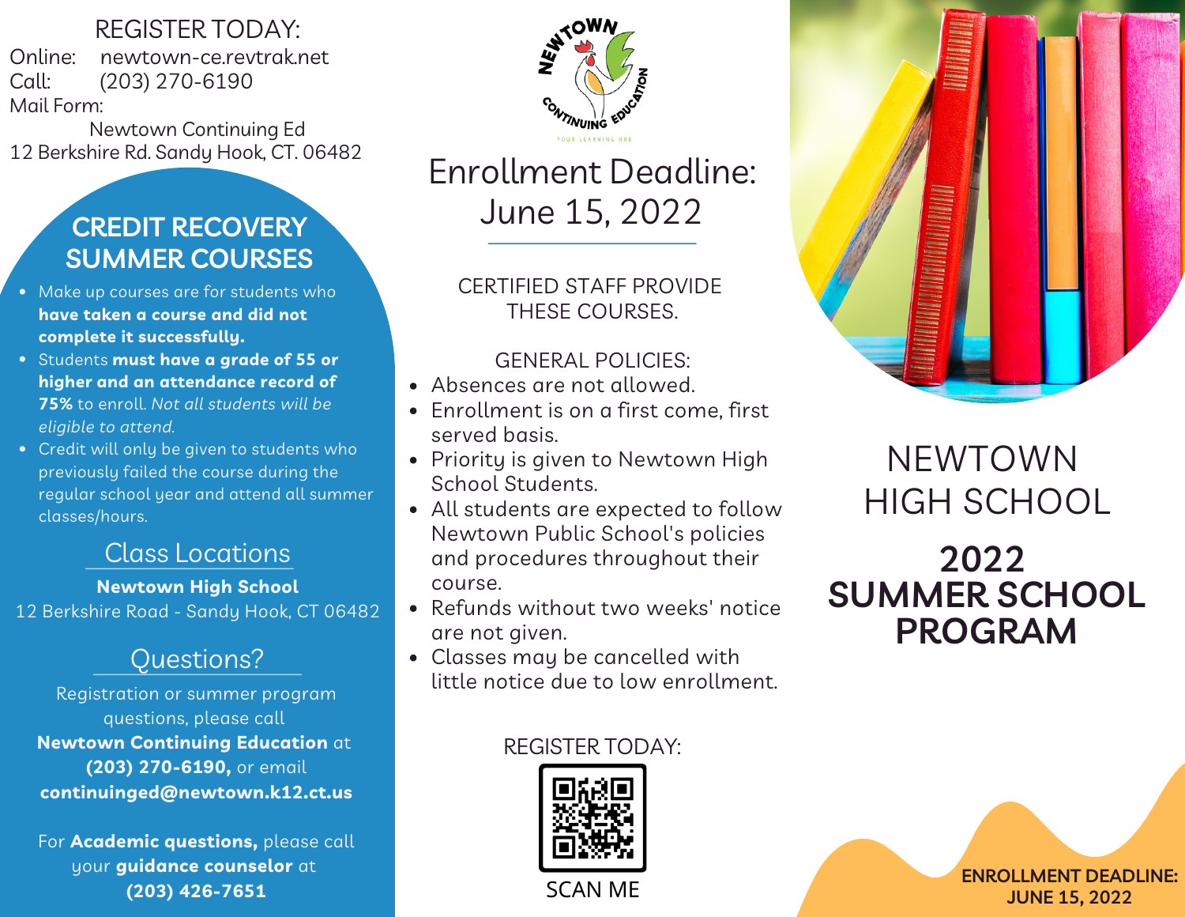REGISTER TODAY:

Online: newtown-ce.revtrak.net
Call: (203) 270-6190
Mail Form:
Newtown Continuing Ed
12 Berkshire Rd. Sandy Hook, CT. 06482

## CREDIT RECOVERY SUMMER COURSES

- Make up courses are for students who **have taken a course and did not complete it successfully.**
- Students **must have a grade of 55 or higher and an attendance record of 75%** to enroll. *Not all students will be eligible to attend.*
- Credit will only be given to students who previously failed the course during the regular school year and attend all summer classes/hours.

### Class Locations

**Newtown High School**
12 Berkshire Road - Sandy Hook, CT 06482

### Questions?

Registration or summer program questions, please call **Newtown Continuing Education** at **(203) 270-6190,** or email **continuinged@newtown.k12.ct.us**

For **Academic questions,** please call your **guidance counselor** at **(203) 426-7651**

NEWTOWN CONTINUING EDUCATION
YOUR LEARNING HUB

## Enrollment Deadline: June 15, 2022

CERTIFIED STAFF PROVIDE THESE COURSES.

GENERAL POLICIES:

- Absences are not allowed.
- Enrollment is on a first come, first served basis.
- Priority is given to Newtown High School Students.
- All students are expected to follow Newtown Public School's policies and procedures throughout their course.
- Refunds without two weeks' notice are not given.
- Classes may be cancelled with little notice due to low enrollment.

REGISTER TODAY:

SCAN ME

# NEWTOWN HIGH SCHOOL

# 2022 SUMMER SCHOOL PROGRAM

**ENROLLMENT DEADLINE: JUNE 15, 2022**